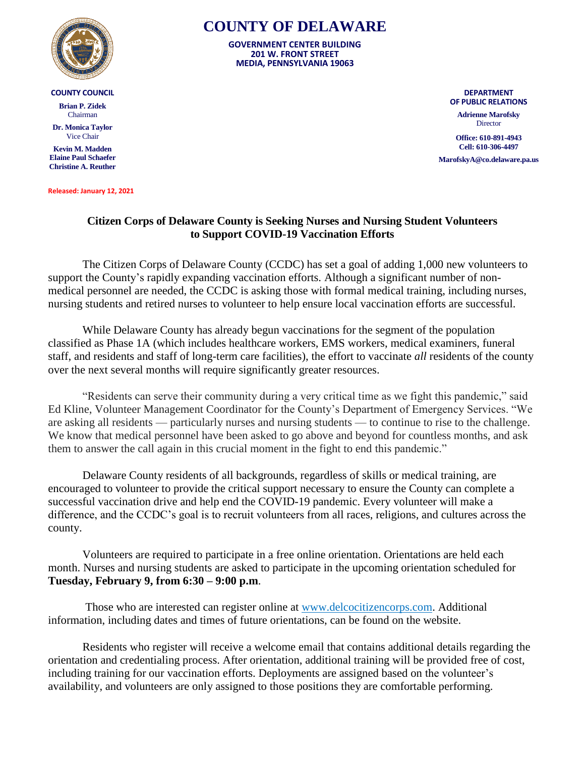# COUNTY OF DELAWARE

**GOVERNMENT CENTER BUILDING**
**201 W. FRONT STREET**
**MEDIA, PENNSYLVANIA 19063**

**COUNTY COUNCIL**

**Brian P. Zidek**
Chairman

**Dr. Monica Taylor**
Vice Chair

**Kevin M. Madden**
**Elaine Paul Schaefer**
**Christine A. Reuther**

**DEPARTMENT OF PUBLIC RELATIONS**

**Adrienne Marofsky**
Director

**Office: 610-891-4943**
**Cell: 610-306-4497**

**MarofskyA@co.delaware.pa.us**

**Released: January 12, 2021**

## Citizen Corps of Delaware County is Seeking Nurses and Nursing Student Volunteers to Support COVID-19 Vaccination Efforts

The Citizen Corps of Delaware County (CCDC) has set a goal of adding 1,000 new volunteers to support the County's rapidly expanding vaccination efforts. Although a significant number of non-medical personnel are needed, the CCDC is asking those with formal medical training, including nurses, nursing students and retired nurses to volunteer to help ensure local vaccination efforts are successful.

While Delaware County has already begun vaccinations for the segment of the population classified as Phase 1A (which includes healthcare workers, EMS workers, medical examiners, funeral staff, and residents and staff of long-term care facilities), the effort to vaccinate *all* residents of the county over the next several months will require significantly greater resources.

"Residents can serve their community during a very critical time as we fight this pandemic," said Ed Kline, Volunteer Management Coordinator for the County's Department of Emergency Services. "We are asking all residents — particularly nurses and nursing students — to continue to rise to the challenge. We know that medical personnel have been asked to go above and beyond for countless months, and ask them to answer the call again in this crucial moment in the fight to end this pandemic."

Delaware County residents of all backgrounds, regardless of skills or medical training, are encouraged to volunteer to provide the critical support necessary to ensure the County can complete a successful vaccination drive and help end the COVID-19 pandemic. Every volunteer will make a difference, and the CCDC's goal is to recruit volunteers from all races, religions, and cultures across the county.

Volunteers are required to participate in a free online orientation. Orientations are held each month. Nurses and nursing students are asked to participate in the upcoming orientation scheduled for **Tuesday, February 9, from 6:30 – 9:00 p.m**.

Those who are interested can register online at [www.delcocitizencorps.com](http://www.delcocitizencorps.com). Additional information, including dates and times of future orientations, can be found on the website.

Residents who register will receive a welcome email that contains additional details regarding the orientation and credentialing process. After orientation, additional training will be provided free of cost, including training for our vaccination efforts. Deployments are assigned based on the volunteer's availability, and volunteers are only assigned to those positions they are comfortable performing.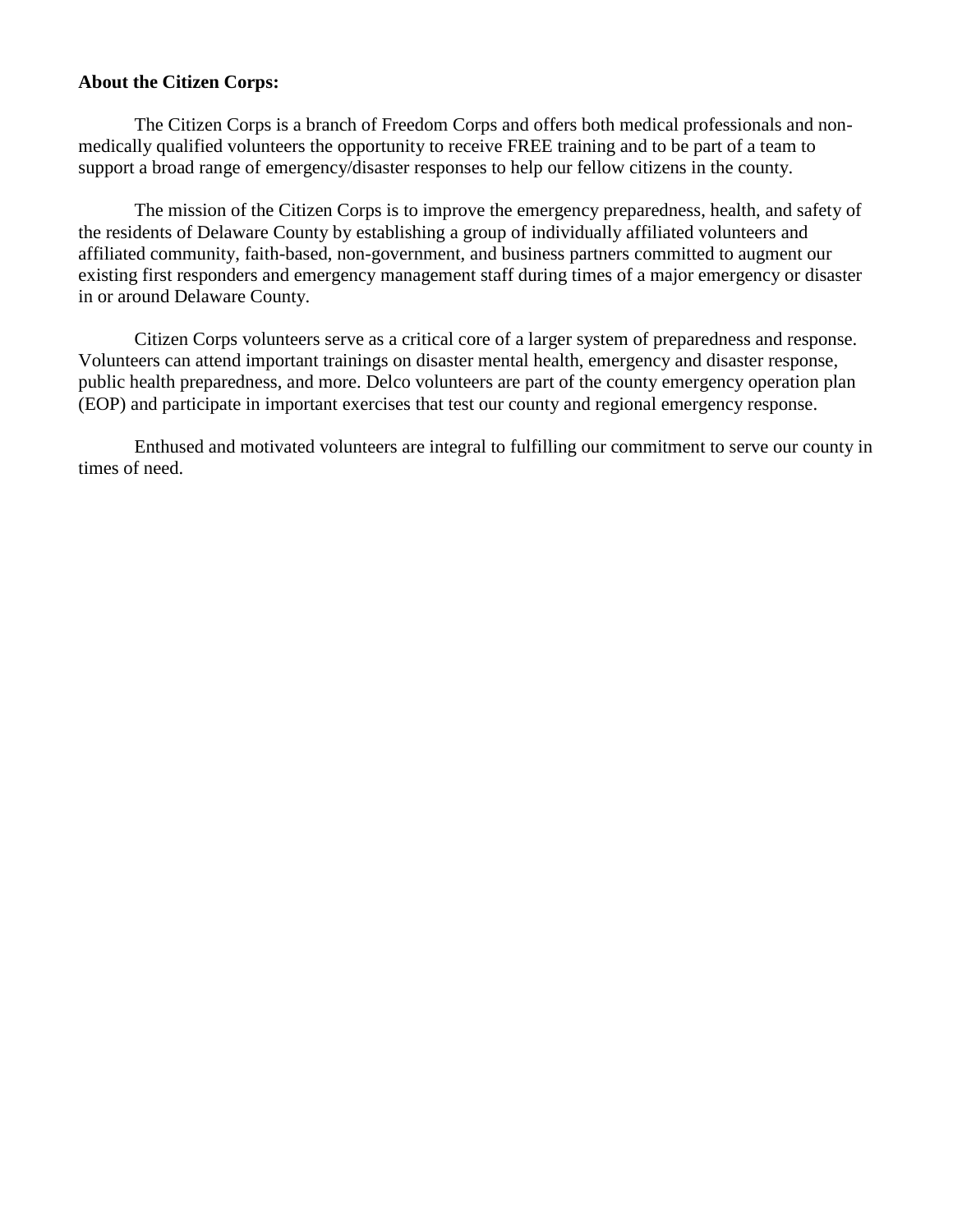**About the Citizen Corps:**

The Citizen Corps is a branch of Freedom Corps and offers both medical professionals and non-medically qualified volunteers the opportunity to receive FREE training and to be part of a team to support a broad range of emergency/disaster responses to help our fellow citizens in the county.

The mission of the Citizen Corps is to improve the emergency preparedness, health, and safety of the residents of Delaware County by establishing a group of individually affiliated volunteers and affiliated community, faith-based, non-government, and business partners committed to augment our existing first responders and emergency management staff during times of a major emergency or disaster in or around Delaware County.

Citizen Corps volunteers serve as a critical core of a larger system of preparedness and response. Volunteers can attend important trainings on disaster mental health, emergency and disaster response, public health preparedness, and more. Delco volunteers are part of the county emergency operation plan (EOP) and participate in important exercises that test our county and regional emergency response.

Enthused and motivated volunteers are integral to fulfilling our commitment to serve our county in times of need.